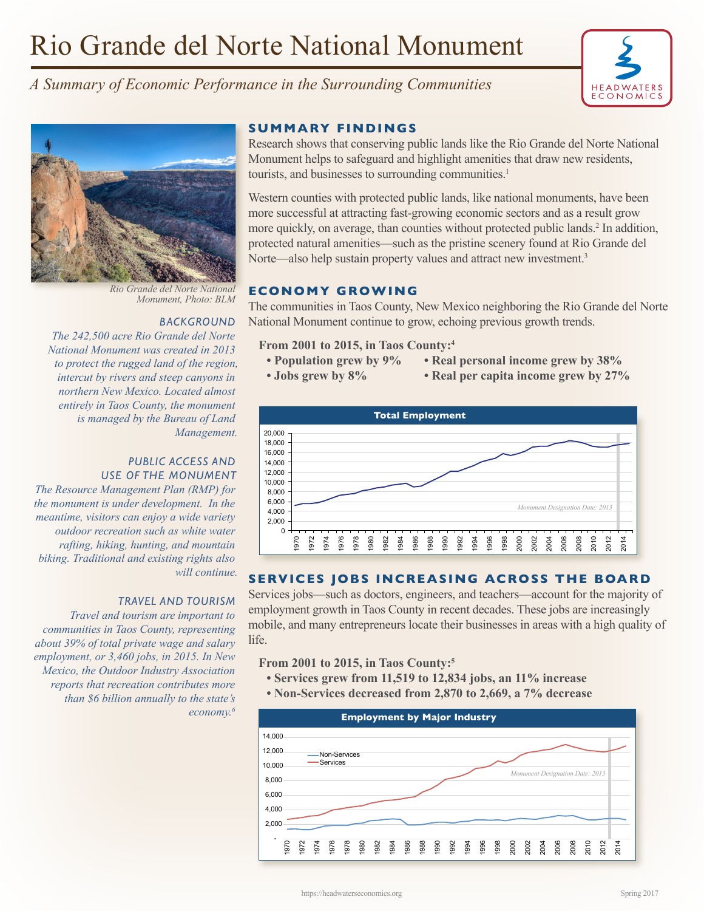# Rio Grande del Norte National Monument

*A Summary of Economic Performance in the Surrounding Communities*

HEADWATERS ECONOMICS

## SUMMARY FINDINGS

Research shows that conserving public lands like the Rio Grande del Norte National Monument helps to safeguard and highlight amenities that draw new residents, tourists, and businesses to surrounding communities.[1]

Western counties with protected public lands, like national monuments, have been more successful at attracting fast-growing economic sectors and as a result grow more quickly, on average, than counties without protected public lands.[2] In addition, protected natural amenities—such as the pristine scenery found at Rio Grande del Norte—also help sustain property values and attract new investment.[3]

## ECONOMY GROWING

The communities in Taos County, New Mexico neighboring the Rio Grande del Norte National Monument continue to grow, echoing previous growth trends.

**From 2001 to 2015, in Taos County:[4]**

- **Population grew by 9%**
- **Jobs grew by 8%**
- **Real personal income grew by 38%**
- **Real per capita income grew by 27%**

**Total Employment**

*Monument Designation Date: 2013*

## SERVICES JOBS INCREASING ACROSS THE BOARD

Services jobs—such as doctors, engineers, and teachers—account for the majority of employment growth in Taos County in recent decades. These jobs are increasingly mobile, and many entrepreneurs locate their businesses in areas with a high quality of life.

**From 2001 to 2015, in Taos County:[5]**

- **Services grew from 11,519 to 12,834 jobs, an 11% increase**
- **Non-Services decreased from 2,870 to 2,669, a 7% decrease**

**Employment by Major Industry**

Non-Services, Services

*Monument Designation Date: 2013*

*Rio Grande del Norte National Monument, Photo: BLM*

### BACKGROUND

*The 242,500 acre Rio Grande del Norte National Monument was created in 2013 to protect the rugged land of the region, intercut by rivers and steep canyons in northern New Mexico. Located almost entirely in Taos County, the monument is managed by the Bureau of Land Management.*

### PUBLIC ACCESS AND USE OF THE MONUMENT

*The Resource Management Plan (RMP) for the monument is under development. In the meantime, visitors can enjoy a wide variety outdoor recreation such as white water rafting, hiking, hunting, and mountain biking. Traditional and existing rights also will continue.*

### TRAVEL AND TOURISM

*Travel and tourism are important to communities in Taos County, representing about 39% of total private wage and salary employment, or 3,460 jobs, in 2015. In New Mexico, the Outdoor Industry Association reports that recreation contributes more than $6 billion annually to the state's economy.[6]*

https://headwaterseconomics.org

Spring 2017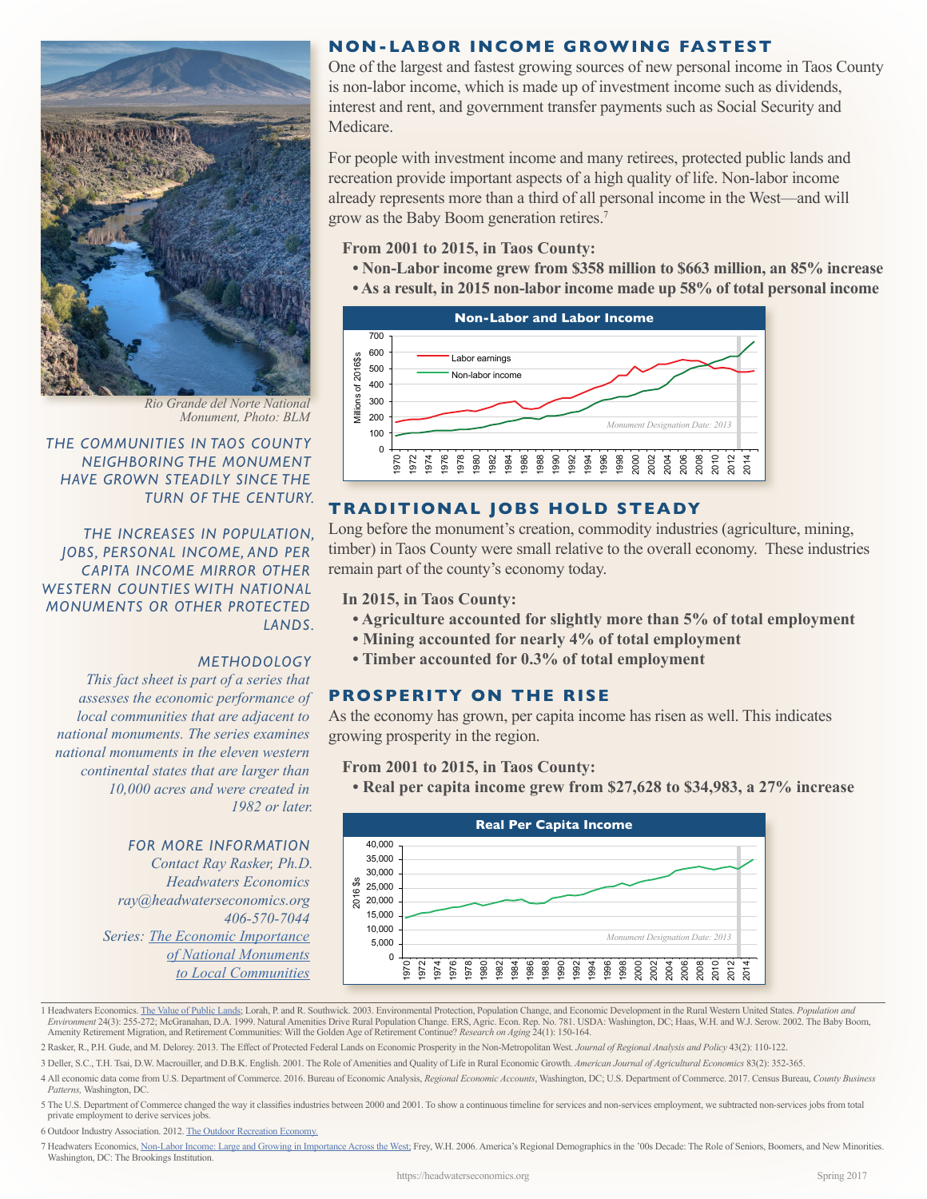Rio Grande del Norte National Monument, Photo: BLM

*THE COMMUNITIES IN TAOS COUNTY NEIGHBORING THE MONUMENT HAVE GROWN STEADILY SINCE THE TURN OF THE CENTURY.*

*THE INCREASES IN POPULATION, JOBS, PERSONAL INCOME, AND PER CAPITA INCOME MIRROR OTHER WESTERN COUNTIES WITH NATIONAL MONUMENTS OR OTHER PROTECTED LANDS.*

*METHODOLOGY*

*This fact sheet is part of a series that assesses the economic performance of local communities that are adjacent to national monuments. The series examines national monuments in the eleven western continental states that are larger than 10,000 acres and were created in 1982 or later.*

*FOR MORE INFORMATION*

*Contact Ray Rasker, Ph.D.*
*Headwaters Economics*
*ray@headwaterseconomics.org*
*406-570-7044*
*Series: The Economic Importance of National Monuments to Local Communities*

## NON-LABOR INCOME GROWING FASTEST

One of the largest and fastest growing sources of new personal income in Taos County is non-labor income, which is made up of investment income such as dividends, interest and rent, and government transfer payments such as Social Security and Medicare.

For people with investment income and many retirees, protected public lands and recreation provide important aspects of a high quality of life. Non-labor income already represents more than a third of all personal income in the West—and will grow as the Baby Boom generation retires.[7]

**From 2001 to 2015, in Taos County:**

- **Non-Labor income grew from $358 million to $663 million, an 85% increase**
- **As a result, in 2015 non-labor income made up 58% of total personal income**

Non-Labor and Labor Income

Millions of 2016$s

0, 100, 200, 300, 400, 500, 600, 700

Labor earnings
Non-labor income

Monument Designation Date: 2013

1970 1972 1974 1976 1978 1980 1982 1984 1986 1988 1990 1992 1994 1996 1998 2000 2002 2004 2006 2008 2010 2012 2014

## TRADITIONAL JOBS HOLD STEADY

Long before the monument's creation, commodity industries (agriculture, mining, timber) in Taos County were small relative to the overall economy. These industries remain part of the county's economy today.

**In 2015, in Taos County:**

- **Agriculture accounted for slightly more than 5% of total employment**
- **Mining accounted for nearly 4% of total employment**
- **Timber accounted for 0.3% of total employment**

## PROSPERITY ON THE RISE

As the economy has grown, per capita income has risen as well. This indicates growing prosperity in the region.

**From 2001 to 2015, in Taos County:**

- **Real per capita income grew from $27,628 to $34,983, a 27% increase**

Real Per Capita Income

2016 $s

0, 5,000, 10,000, 15,000, 20,000, 25,000, 30,000, 35,000, 40,000

Monument Designation Date: 2013

1970 1972 1974 1976 1978 1980 1982 1984 1986 1988 1990 1992 1994 1996 1998 2000 2002 2004 2006 2008 2010 2012 2014

---

1 Headwaters Economics. The Value of Public Lands; Lorah, P. and R. Southwick. 2003. Environmental Protection, Population Change, and Economic Development in the Rural Western United States. *Population and Environment* 24(3): 255-272; McGranahan, D.A. 1999. Natural Amenities Drive Rural Population Change. ERS, Agric. Econ. Rep. No. 781. USDA: Washington, DC; Haas, W.H. and W.J. Serow. 2002. The Baby Boom, Amenity Retirement Migration, and Retirement Communities: Will the Golden Age of Retirement Continue? *Research on Aging* 24(1): 150-164.

2 Rasker, R., P.H. Gude, and M. Delorey. 2013. The Effect of Protected Federal Lands on Economic Prosperity in the Non-Metropolitan West. *Journal of Regional Analysis and Policy* 43(2): 110-122.

3 Deller, S.C., T.H. Tsai, D.W. Macrouiller, and D.B.K. English. 2001. The Role of Amenities and Quality of Life in Rural Economic Growth. *American Journal of Agricultural Economics* 83(2): 352-365.

4 All economic data come from U.S. Department of Commerce. 2016. Bureau of Economic Analysis, *Regional Economic Accounts*, Washington, DC; U.S. Department of Commerce. 2017. Census Bureau, *County Business Patterns,* Washington, DC.

5 The U.S. Department of Commerce changed the way it classifies industries between 2000 and 2001. To show a continuous timeline for services and non-services employment, we subtracted non-services jobs from total private employment to derive services jobs.

6 Outdoor Industry Association. 2012. The Outdoor Recreation Economy.

7 Headwaters Economics, Non-Labor Income: Large and Growing in Importance Across the West; Frey, W.H. 2006. America's Regional Demographics in the '00s Decade: The Role of Seniors, Boomers, and New Minorities. Washington, DC: The Brookings Institution.

https://headwaterseconomics.org Spring 2017